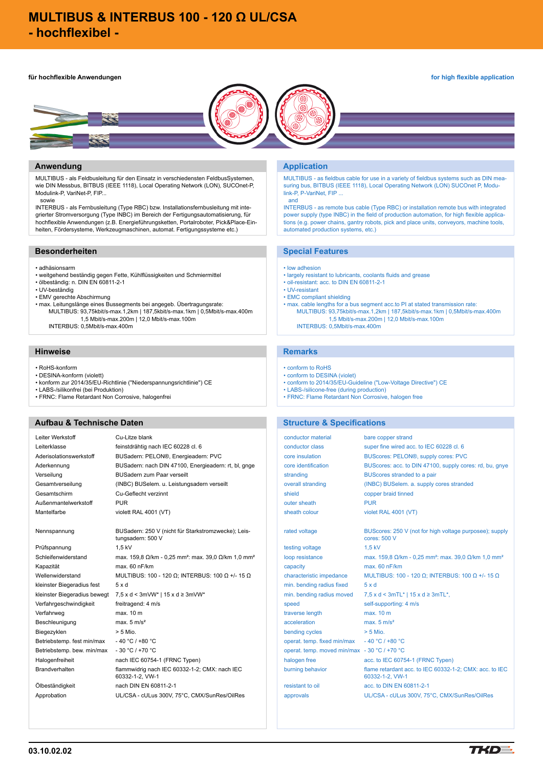# MULTIBUS & INTERBUS 100 - 120 Ω UL/CSA
# - hochflexibel -

**für hochflexible Anwendungen**

**for high flexible application**

## Anwendung

MULTIBUS - als Feldbusleitung für den Einsatz in verschiedensten FeldbusSystemen, wie DIN Messbus, BITBUS (IEEE 1118), Local Operating Network (LON), SUCOnet-P, Modulink-P, VariNet-P, FIP...
sowie
INTERBUS - als Fernbusleitung (Type RBC) bzw. Installationsfernbusleitung mit integrierter Stromversorgung (Type INBC) im Bereich der Fertigungsautomatisierung, für hochflexible Anwendungen (z.B. Energieführungsketten, Portalroboter, Pick&Place-Einheiten, Fördersysteme, Werkzeugmaschinen, automat. Fertigungssysteme etc.)

## Application

MULTIBUS - as fieldbus cable for use in a variety of fieldbus systems such as DIN measuring bus, BITBUS (IEEE 1118), Local Operating Network (LON) SUCOnet P, Modulink-P, P-VariNet, FIP ...
and
INTERBUS - as remote bus cable (Type RBC) or installation remote bus with integrated power supply (type INBC) in the field of production automation, for high flexible applications (e.g. power chains, gantry robots, pick and place units, conveyors, machine tools, automated production systems, etc.)

## Besonderheiten

- adhäsionsarm
- weitgehend beständig gegen Fette, Kühlflüssigkeiten und Schmiermittel
- ölbeständig: n. DIN EN 60811-2-1
- UV-beständig
- EMV gerechte Abschirmung
- max. Leitungslänge eines Bussegments bei angegeb. Übertragungsrate:
  MULTIBUS: 93,75kbit/s-max.1,2km | 187,5kbit/s-max.1km | 0,5Mbit/s-max.400m
  1,5 Mbit/s-max.200m | 12,0 Mbit/s-max.100m
  INTERBUS: 0,5Mbit/s-max.400m

## Special Features

- low adhesion
- largely resistant to lubricants, coolants fluids and grease
- oil-resistant: acc. to DIN EN 60811-2-1
- UV-resistant
- EMC compliant shielding
- max. cable lengths for a bus segment acc.to PI at stated transmission rate:
  MULTIBUS: 93,75kbit/s-max.1,2km | 187,5kbit/s-max.1km | 0,5Mbit/s-max.400m
  1,5 Mbit/s-max.200m | 12,0 Mbit/s-max.100m
  INTERBUS: 0,5Mbit/s-max.400m

## Hinweise

- RoHS-konform
- DESINA-konform (violett)
- konform zur 2014/35/EU-Richtlinie ("Niederspannungsrichtlinie") CE
- LABS-/silikonfrei (bei Produktion)
- FRNC: Flame Retardant Non Corrosive, halogenfrei

## Remarks

- conform to RoHS
- conform to DESINA (violet)
- conform to 2014/35/EU-Guideline ("Low-Voltage Directive") CE
- LABS-/silicone-free (during production)
- FRNC: Flame Retardant Non Corrosive, halogen free

## Aufbau & Technische Daten

| | |
|---|---|
| Leiter Werkstoff | Cu-Litze blank |
| Leiterklasse | feinstdrähtig nach IEC 60228 cl. 6 |
| Aderisolationswerkstoff | BUSadern: PELON®, Energieadern: PVC |
| Aderkennung | BUSadern: nach DIN 47100, Energieadern: rt, bl, gnge |
| Verseilung | BUSadern zum Paar verseilt |
| Gesamtverseilung | (INBC) BUSelem. u. Leistungsadern verseilt |
| Gesamtschirm | Cu-Geflecht verzinnt |
| Außenmantelwerkstoff | PUR |
| Mantelfarbe | violett RAL 4001 (VT) |
| Nennspannung | BUSadern: 250 V (nicht für Starkstromzwecke); Leistungsadern: 500 V |
| Prüfspannung | 1,5 kV |
| Schleifenwiderstand | max. 159,8 Ω/km - 0,25 mm²: max. 39,0 Ω/km 1,0 mm² |
| Kapazität | max. 60 nF/km |
| Wellenwiderstand | MULTIBUS: 100 - 120 Ω; INTERBUS: 100 Ω +/- 15 Ω |
| kleinster Biegeradius fest | 5 x d |
| kleinster Biegeradius bewegt | 7,5 x d < 3mVW* \| 15 x d ≥ 3mVW* |
| Verfahrgeschwindigkeit | freitragend: 4 m/s |
| Verfahrweg | max. 10 m |
| Beschleunigung | max. 5 m/s² |
| Biegezyklen | > 5 Mio. |
| Betriebstemp. fest min/max | - 40 °C / +80 °C |
| Betriebstemp. bew. min/max | - 30 °C / +70 °C |
| Halogenfreiheit | nach IEC 60754-1 (FRNC Typen) |
| Brandverhalten | flammwidrig nach IEC 60332-1-2; CMX: nach IEC 60332-1-2, VW-1 |
| Ölbeständigkeit | nach DIN EN 60811-2-1 |
| Approbation | UL/CSA - cULus 300V, 75°C, CMX/SunRes/OilRes |

## Structure & Specifications

| | |
|---|---|
| conductor material | bare copper strand |
| conductor class | super fine wired acc. to IEC 60228 cl. 6 |
| core insulation | BUScores: PELON®, supply cores: PVC |
| core identification | BUScores: acc. to DIN 47100, supply cores: rd, bu, gnye |
| stranding | BUScores stranded to a pair |
| overall stranding | (INBC) BUSelem. a. supply cores stranded |
| shield | copper braid tinned |
| outer sheath | PUR |
| sheath colour | violet RAL 4001 (VT) |
| rated voltage | BUScores: 250 V (not for high voltage purposee); supply cores: 500 V |
| testing voltage | 1,5 kV |
| loop resistance | max. 159,8 Ω/km - 0,25 mm²: max. 39,0 Ω/km 1,0 mm² |
| capacity | max. 60 nF/km |
| characteristic impedance | MULTIBUS: 100 - 120 Ω; INTERBUS: 100 Ω +/- 15 Ω |
| min. bending radius fixed | 5 x d |
| min. bending radius moved | 7,5 x d < 3mTL* \| 15 x d ≥ 3mTL*, |
| speed | self-supporting: 4 m/s |
| traverse length | max. 10 m |
| acceleration | max. 5 m/s² |
| bending cycles | > 5 Mio. |
| operat. temp. fixed min/max | - 40 °C / +80 °C |
| operat. temp. moved min/max | - 30 °C / +70 °C |
| halogen free | acc. to IEC 60754-1 (FRNC Typen) |
| burning behavior | flame retardant acc. to IEC 60332-1-2; CMX: acc. to IEC 60332-1-2, VW-1 |
| resistant to oil | acc. to DIN EN 60811-2-1 |
| approvals | UL/CSA - cULus 300V, 75°C, CMX/SunRes/OilRes |

03.10.02.02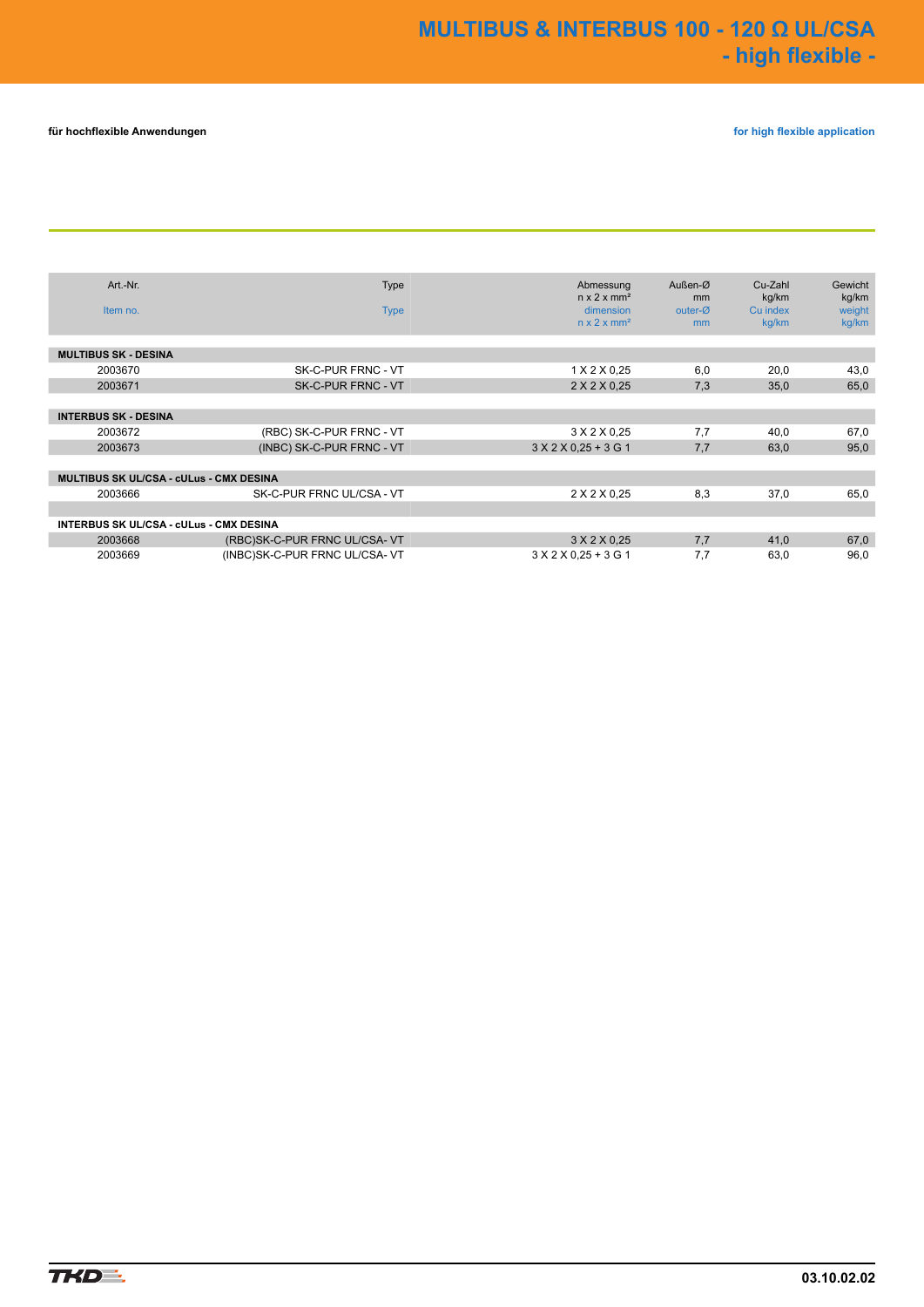# MULTIBUS & INTERBUS 100 - 120 Ω UL/CSA
## - high flexible -

**für hochflexible Anwendungen** | **for high flexible application**

| Art.-Nr. Item no. | Type Type | Abmessung n x 2 x mm² dimension n x 2 x mm² | Außen-Ø mm outer-Ø mm | Cu-Zahl kg/km Cu index kg/km | Gewicht kg/km weight kg/km |
|---|---|---|---|---|---|
| **MULTIBUS SK - DESINA** | | | | | |
| 2003670 | SK-C-PUR FRNC - VT | 1 X 2 X 0,25 | 6,0 | 20,0 | 43,0 |
| 2003671 | SK-C-PUR FRNC - VT | 2 X 2 X 0,25 | 7,3 | 35,0 | 65,0 |
| **INTERBUS SK - DESINA** | | | | | |
| 2003672 | (RBC) SK-C-PUR FRNC - VT | 3 X 2 X 0,25 | 7,7 | 40,0 | 67,0 |
| 2003673 | (INBC) SK-C-PUR FRNC - VT | 3 X 2 X 0,25 + 3 G 1 | 7,7 | 63,0 | 95,0 |
| **MULTIBUS SK UL/CSA - cULus - CMX DESINA** | | | | | |
| 2003666 | SK-C-PUR FRNC UL/CSA - VT | 2 X 2 X 0,25 | 8,3 | 37,0 | 65,0 |
| **INTERBUS SK UL/CSA - cULus - CMX DESINA** | | | | | |
| 2003668 | (RBC)SK-C-PUR FRNC UL/CSA- VT | 3 X 2 X 0,25 | 7,7 | 41,0 | 67,0 |
| 2003669 | (INBC)SK-C-PUR FRNC UL/CSA- VT | 3 X 2 X 0,25 + 3 G 1 | 7,7 | 63,0 | 96,0 |